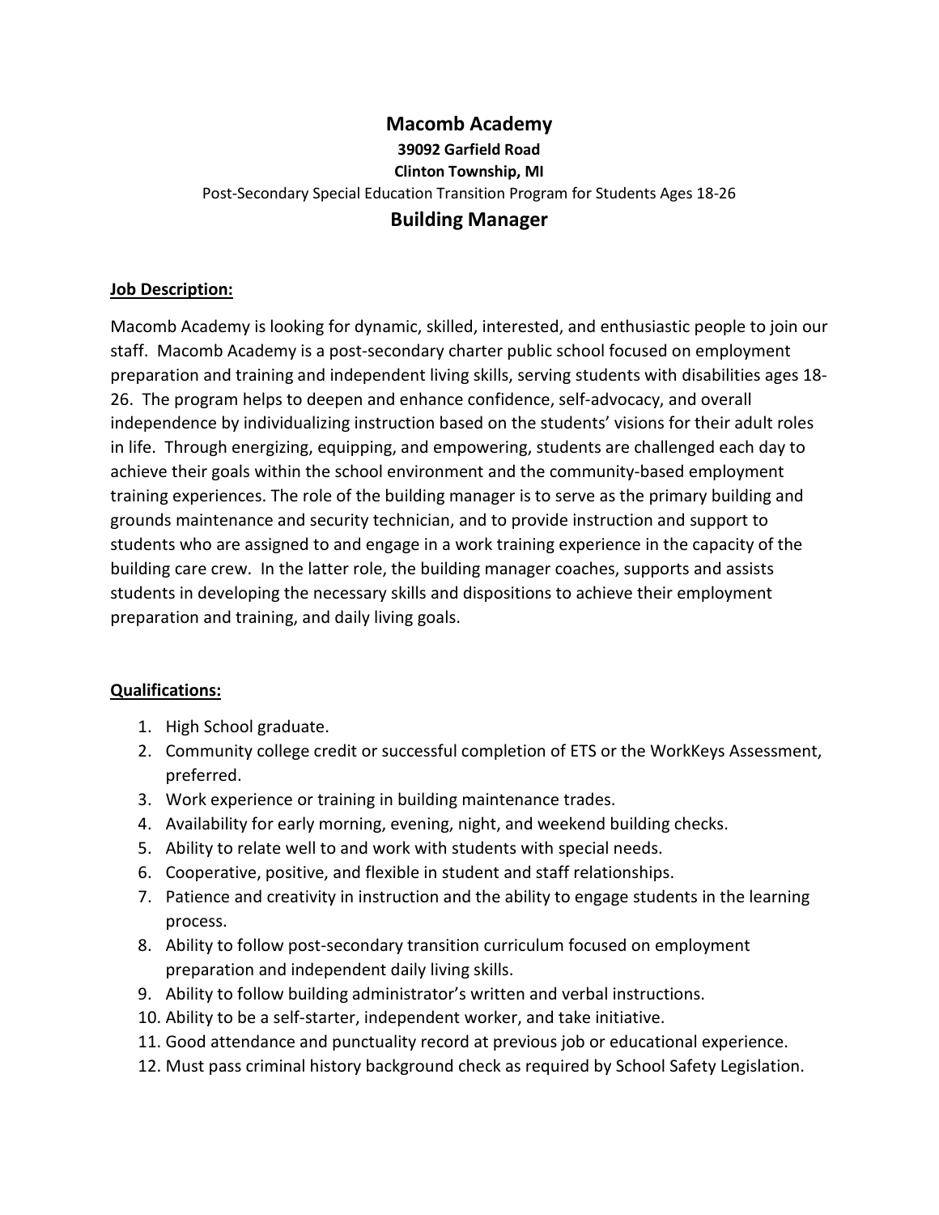# Macomb Academy

**39092 Garfield Road**

**Clinton Township, MI**

Post-Secondary Special Education Transition Program for Students Ages 18-26

## Building Manager

**Job Description:**

Macomb Academy is looking for dynamic, skilled, interested, and enthusiastic people to join our staff. Macomb Academy is a post-secondary charter public school focused on employment preparation and training and independent living skills, serving students with disabilities ages 18-26. The program helps to deepen and enhance confidence, self-advocacy, and overall independence by individualizing instruction based on the students' visions for their adult roles in life. Through energizing, equipping, and empowering, students are challenged each day to achieve their goals within the school environment and the community-based employment training experiences. The role of the building manager is to serve as the primary building and grounds maintenance and security technician, and to provide instruction and support to students who are assigned to and engage in a work training experience in the capacity of the building care crew. In the latter role, the building manager coaches, supports and assists students in developing the necessary skills and dispositions to achieve their employment preparation and training, and daily living goals.

**Qualifications:**

1. High School graduate.
2. Community college credit or successful completion of ETS or the WorkKeys Assessment, preferred.
3. Work experience or training in building maintenance trades.
4. Availability for early morning, evening, night, and weekend building checks.
5. Ability to relate well to and work with students with special needs.
6. Cooperative, positive, and flexible in student and staff relationships.
7. Patience and creativity in instruction and the ability to engage students in the learning process.
8. Ability to follow post-secondary transition curriculum focused on employment preparation and independent daily living skills.
9. Ability to follow building administrator's written and verbal instructions.
10. Ability to be a self-starter, independent worker, and take initiative.
11. Good attendance and punctuality record at previous job or educational experience.
12. Must pass criminal history background check as required by School Safety Legislation.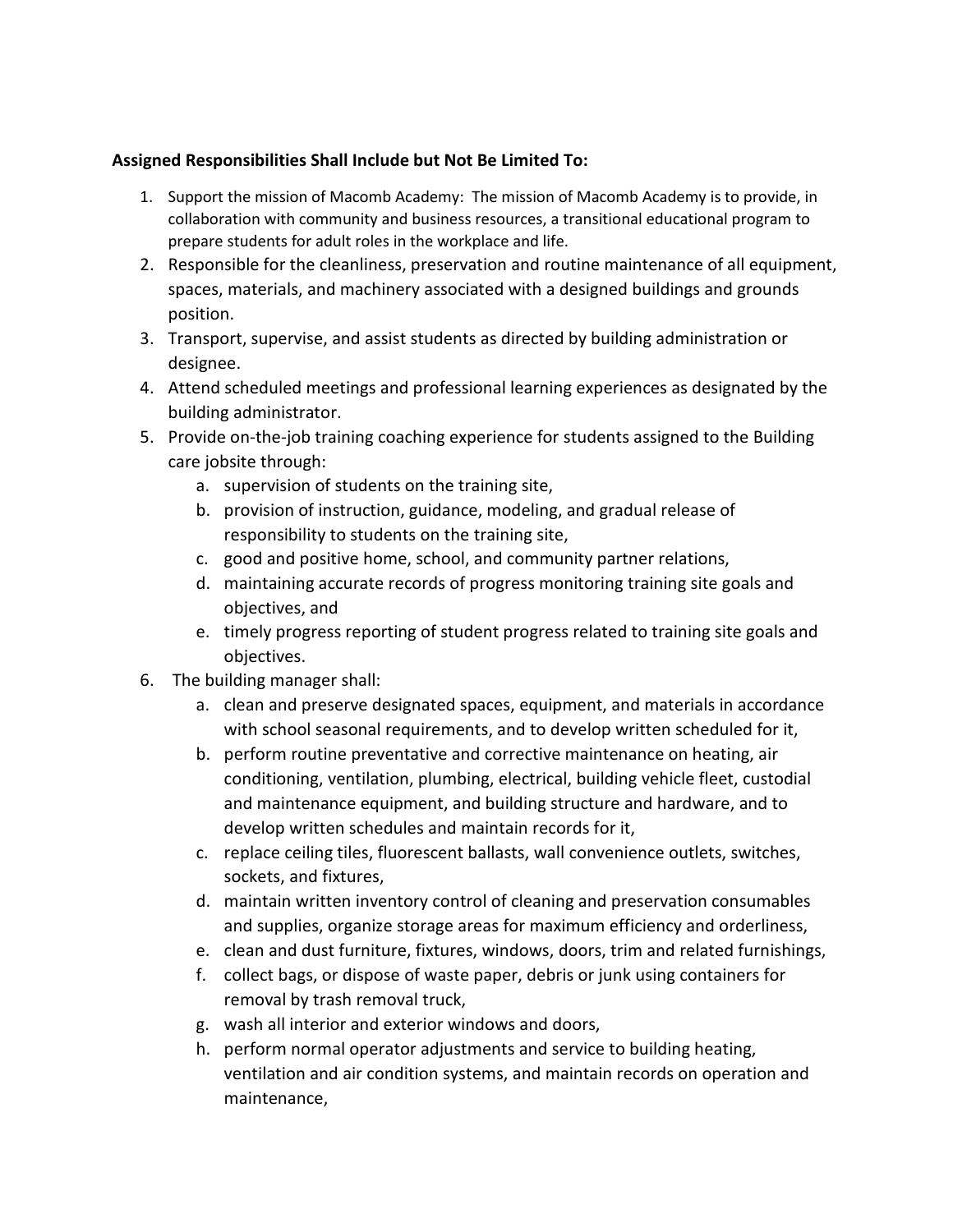**Assigned Responsibilities Shall Include but Not Be Limited To:**

1. Support the mission of Macomb Academy: The mission of Macomb Academy is to provide, in collaboration with community and business resources, a transitional educational program to prepare students for adult roles in the workplace and life.
2. Responsible for the cleanliness, preservation and routine maintenance of all equipment, spaces, materials, and machinery associated with a designed buildings and grounds position.
3. Transport, supervise, and assist students as directed by building administration or designee.
4. Attend scheduled meetings and professional learning experiences as designated by the building administrator.
5. Provide on-the-job training coaching experience for students assigned to the Building care jobsite through:
   a. supervision of students on the training site,
   b. provision of instruction, guidance, modeling, and gradual release of responsibility to students on the training site,
   c. good and positive home, school, and community partner relations,
   d. maintaining accurate records of progress monitoring training site goals and objectives, and
   e. timely progress reporting of student progress related to training site goals and objectives.
6. The building manager shall:
   a. clean and preserve designated spaces, equipment, and materials in accordance with school seasonal requirements, and to develop written scheduled for it,
   b. perform routine preventative and corrective maintenance on heating, air conditioning, ventilation, plumbing, electrical, building vehicle fleet, custodial and maintenance equipment, and building structure and hardware, and to develop written schedules and maintain records for it,
   c. replace ceiling tiles, fluorescent ballasts, wall convenience outlets, switches, sockets, and fixtures,
   d. maintain written inventory control of cleaning and preservation consumables and supplies, organize storage areas for maximum efficiency and orderliness,
   e. clean and dust furniture, fixtures, windows, doors, trim and related furnishings,
   f. collect bags, or dispose of waste paper, debris or junk using containers for removal by trash removal truck,
   g. wash all interior and exterior windows and doors,
   h. perform normal operator adjustments and service to building heating, ventilation and air condition systems, and maintain records on operation and maintenance,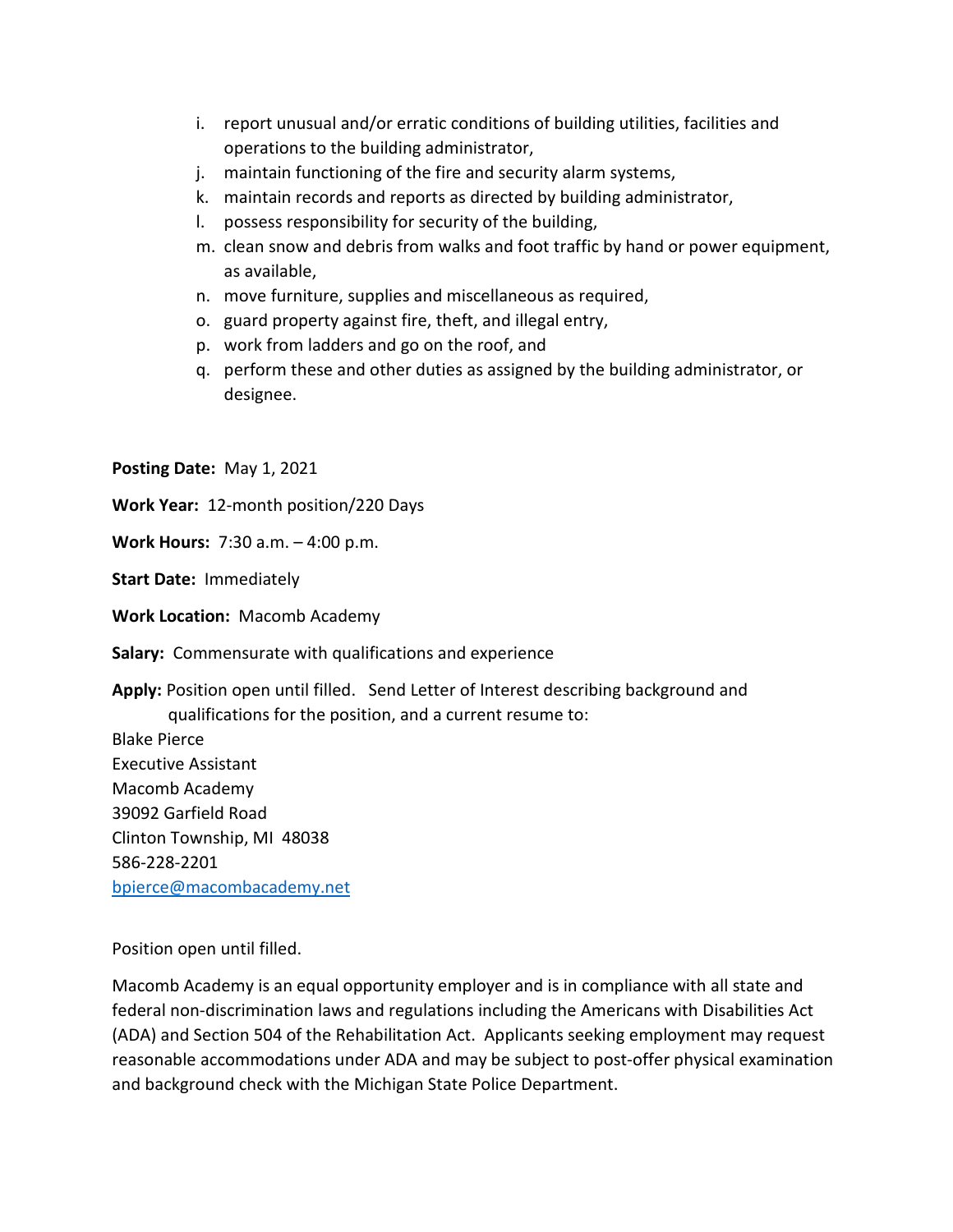i. report unusual and/or erratic conditions of building utilities, facilities and operations to the building administrator,
j. maintain functioning of the fire and security alarm systems,
k. maintain records and reports as directed by building administrator,
l. possess responsibility for security of the building,
m. clean snow and debris from walks and foot traffic by hand or power equipment, as available,
n. move furniture, supplies and miscellaneous as required,
o. guard property against fire, theft, and illegal entry,
p. work from ladders and go on the roof, and
q. perform these and other duties as assigned by the building administrator, or designee.

**Posting Date:** May 1, 2021

**Work Year:** 12-month position/220 Days

**Work Hours:** 7:30 a.m. – 4:00 p.m.

**Start Date:** Immediately

**Work Location:** Macomb Academy

**Salary:** Commensurate with qualifications and experience

**Apply:** Position open until filled. Send Letter of Interest describing background and qualifications for the position, and a current resume to:

Blake Pierce
Executive Assistant
Macomb Academy
39092 Garfield Road
Clinton Township, MI 48038
586-228-2201
bpierce@macombacademy.net

Position open until filled.

Macomb Academy is an equal opportunity employer and is in compliance with all state and federal non-discrimination laws and regulations including the Americans with Disabilities Act (ADA) and Section 504 of the Rehabilitation Act. Applicants seeking employment may request reasonable accommodations under ADA and may be subject to post-offer physical examination and background check with the Michigan State Police Department.